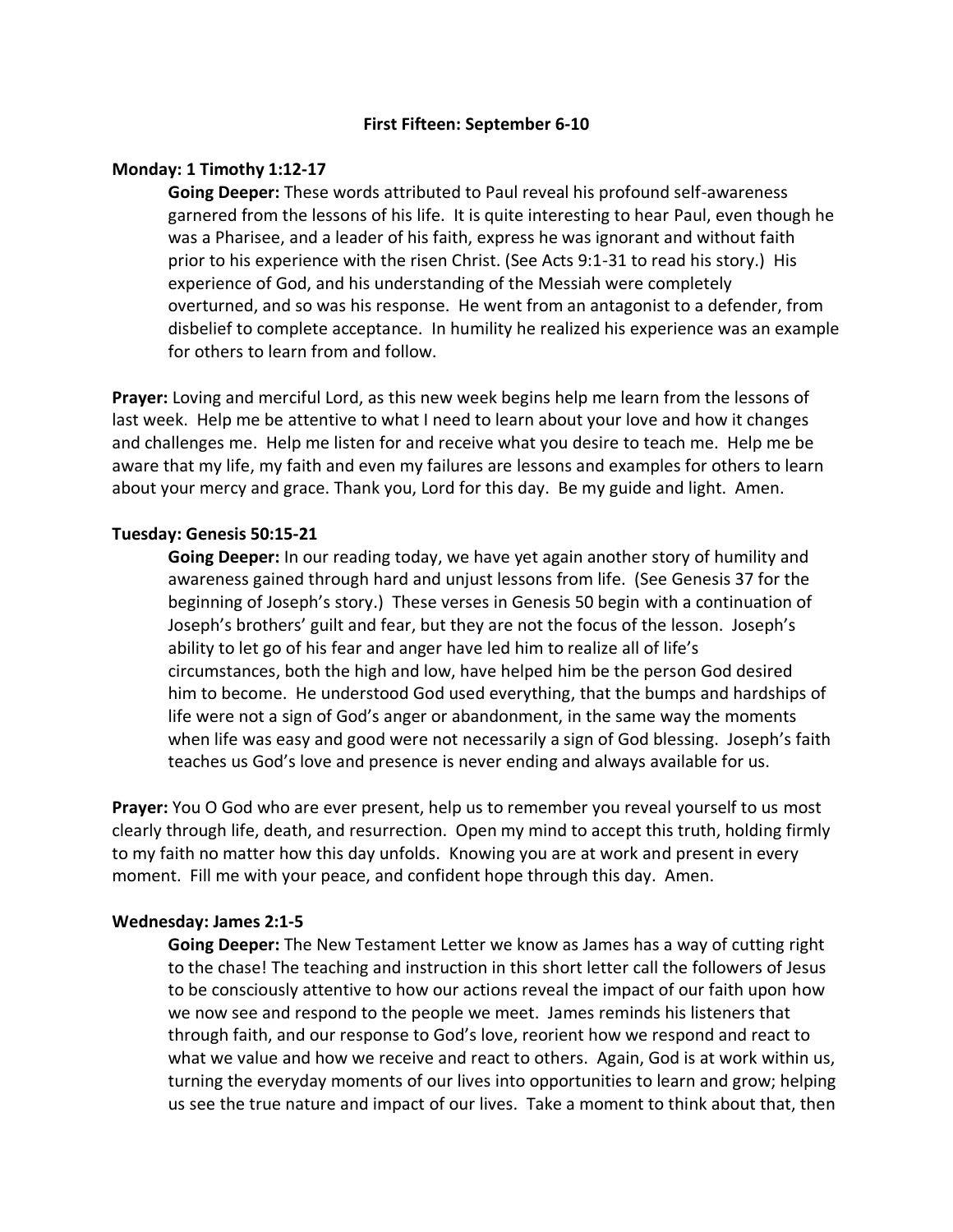# First Fifteen: September 6-10

**Monday: 1 Timothy 1:12-17**

**Going Deeper:** These words attributed to Paul reveal his profound self-awareness garnered from the lessons of his life. It is quite interesting to hear Paul, even though he was a Pharisee, and a leader of his faith, express he was ignorant and without faith prior to his experience with the risen Christ. (See Acts 9:1-31 to read his story.) His experience of God, and his understanding of the Messiah were completely overturned, and so was his response. He went from an antagonist to a defender, from disbelief to complete acceptance. In humility he realized his experience was an example for others to learn from and follow.

**Prayer:** Loving and merciful Lord, as this new week begins help me learn from the lessons of last week. Help me be attentive to what I need to learn about your love and how it changes and challenges me. Help me listen for and receive what you desire to teach me. Help me be aware that my life, my faith and even my failures are lessons and examples for others to learn about your mercy and grace. Thank you, Lord for this day. Be my guide and light. Amen.

**Tuesday: Genesis 50:15-21**

**Going Deeper:** In our reading today, we have yet again another story of humility and awareness gained through hard and unjust lessons from life. (See Genesis 37 for the beginning of Joseph's story.) These verses in Genesis 50 begin with a continuation of Joseph's brothers' guilt and fear, but they are not the focus of the lesson. Joseph's ability to let go of his fear and anger have led him to realize all of life's circumstances, both the high and low, have helped him be the person God desired him to become. He understood God used everything, that the bumps and hardships of life were not a sign of God's anger or abandonment, in the same way the moments when life was easy and good were not necessarily a sign of God blessing. Joseph's faith teaches us God's love and presence is never ending and always available for us.

**Prayer:** You O God who are ever present, help us to remember you reveal yourself to us most clearly through life, death, and resurrection. Open my mind to accept this truth, holding firmly to my faith no matter how this day unfolds. Knowing you are at work and present in every moment. Fill me with your peace, and confident hope through this day. Amen.

**Wednesday: James 2:1-5**

**Going Deeper:** The New Testament Letter we know as James has a way of cutting right to the chase! The teaching and instruction in this short letter call the followers of Jesus to be consciously attentive to how our actions reveal the impact of our faith upon how we now see and respond to the people we meet. James reminds his listeners that through faith, and our response to God's love, reorient how we respond and react to what we value and how we receive and react to others. Again, God is at work within us, turning the everyday moments of our lives into opportunities to learn and grow; helping us see the true nature and impact of our lives. Take a moment to think about that, then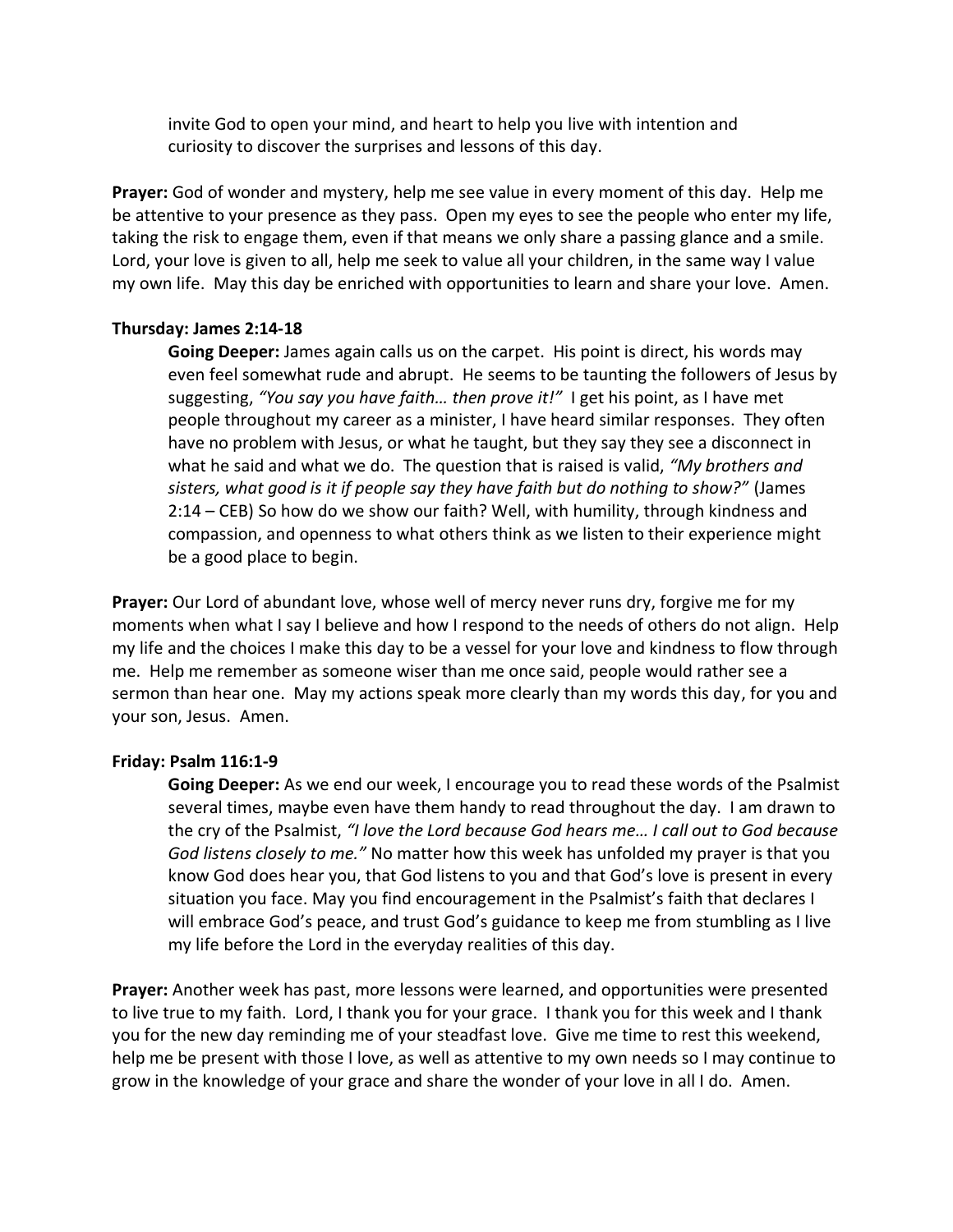invite God to open your mind, and heart to help you live with intention and curiosity to discover the surprises and lessons of this day.

**Prayer:** God of wonder and mystery, help me see value in every moment of this day. Help me be attentive to your presence as they pass. Open my eyes to see the people who enter my life, taking the risk to engage them, even if that means we only share a passing glance and a smile. Lord, your love is given to all, help me seek to value all your children, in the same way I value my own life. May this day be enriched with opportunities to learn and share your love. Amen.

**Thursday: James 2:14-18**

**Going Deeper:** James again calls us on the carpet. His point is direct, his words may even feel somewhat rude and abrupt. He seems to be taunting the followers of Jesus by suggesting, *"You say you have faith… then prove it!"* I get his point, as I have met people throughout my career as a minister, I have heard similar responses. They often have no problem with Jesus, or what he taught, but they say they see a disconnect in what he said and what we do. The question that is raised is valid, *"My brothers and sisters, what good is it if people say they have faith but do nothing to show?"* (James 2:14 – CEB) So how do we show our faith? Well, with humility, through kindness and compassion, and openness to what others think as we listen to their experience might be a good place to begin.

**Prayer:** Our Lord of abundant love, whose well of mercy never runs dry, forgive me for my moments when what I say I believe and how I respond to the needs of others do not align. Help my life and the choices I make this day to be a vessel for your love and kindness to flow through me. Help me remember as someone wiser than me once said, people would rather see a sermon than hear one. May my actions speak more clearly than my words this day, for you and your son, Jesus. Amen.

**Friday: Psalm 116:1-9**

**Going Deeper:** As we end our week, I encourage you to read these words of the Psalmist several times, maybe even have them handy to read throughout the day. I am drawn to the cry of the Psalmist, *"I love the Lord because God hears me… I call out to God because God listens closely to me."* No matter how this week has unfolded my prayer is that you know God does hear you, that God listens to you and that God's love is present in every situation you face. May you find encouragement in the Psalmist's faith that declares I will embrace God's peace, and trust God's guidance to keep me from stumbling as I live my life before the Lord in the everyday realities of this day.

**Prayer:** Another week has past, more lessons were learned, and opportunities were presented to live true to my faith. Lord, I thank you for your grace. I thank you for this week and I thank you for the new day reminding me of your steadfast love. Give me time to rest this weekend, help me be present with those I love, as well as attentive to my own needs so I may continue to grow in the knowledge of your grace and share the wonder of your love in all I do. Amen.